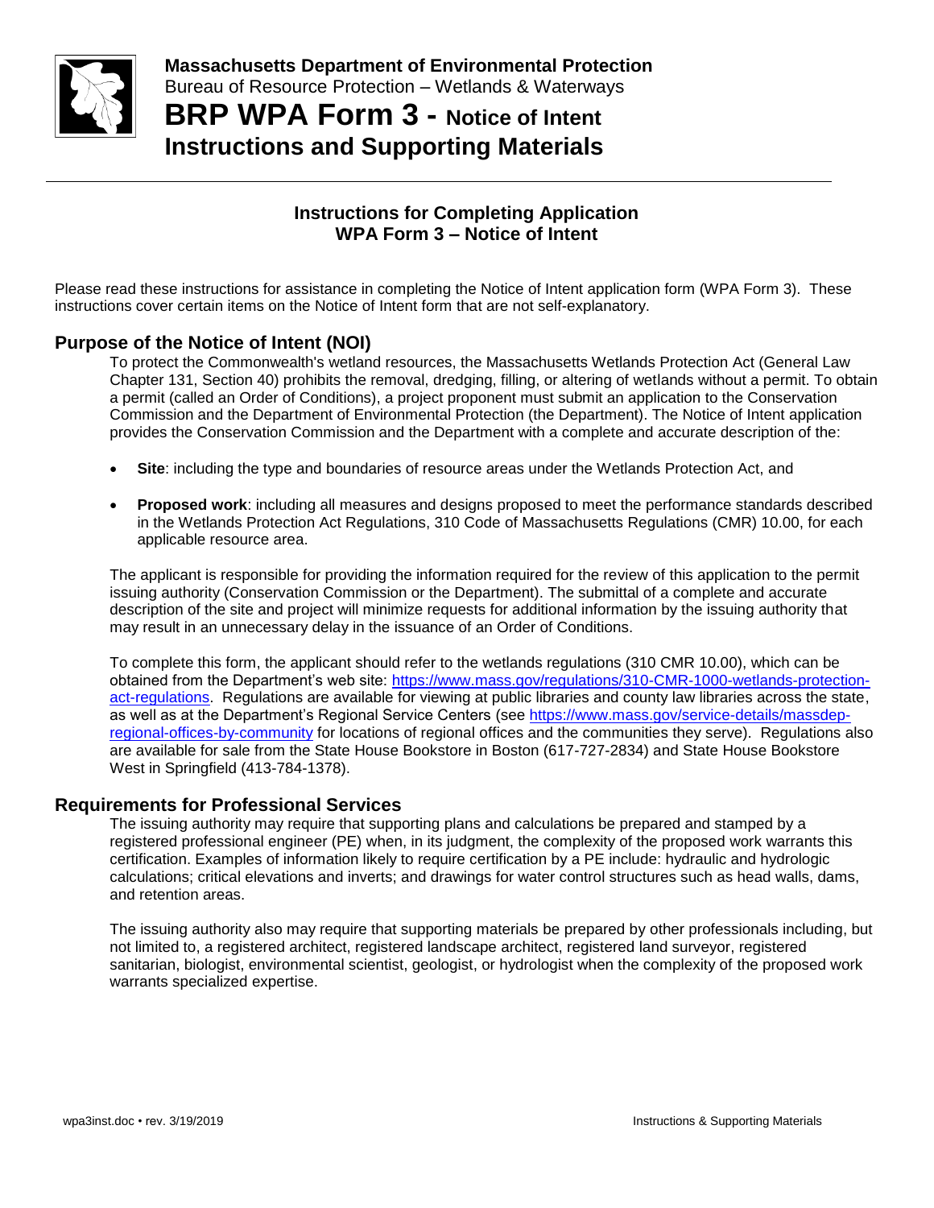**Massachusetts Department of Environmental Protection**
Bureau of Resource Protection – Wetlands & Waterways

# BRP WPA Form 3 - Notice of Intent
# Instructions and Supporting Materials

## Instructions for Completing Application WPA Form 3 – Notice of Intent

Please read these instructions for assistance in completing the Notice of Intent application form (WPA Form 3). These instructions cover certain items on the Notice of Intent form that are not self-explanatory.

## Purpose of the Notice of Intent (NOI)

To protect the Commonwealth's wetland resources, the Massachusetts Wetlands Protection Act (General Law Chapter 131, Section 40) prohibits the removal, dredging, filling, or altering of wetlands without a permit. To obtain a permit (called an Order of Conditions), a project proponent must submit an application to the Conservation Commission and the Department of Environmental Protection (the Department). The Notice of Intent application provides the Conservation Commission and the Department with a complete and accurate description of the:

- **Site**: including the type and boundaries of resource areas under the Wetlands Protection Act, and
- **Proposed work**: including all measures and designs proposed to meet the performance standards described in the Wetlands Protection Act Regulations, 310 Code of Massachusetts Regulations (CMR) 10.00, for each applicable resource area.

The applicant is responsible for providing the information required for the review of this application to the permit issuing authority (Conservation Commission or the Department). The submittal of a complete and accurate description of the site and project will minimize requests for additional information by the issuing authority that may result in an unnecessary delay in the issuance of an Order of Conditions.

To complete this form, the applicant should refer to the wetlands regulations (310 CMR 10.00), which can be obtained from the Department's web site: https://www.mass.gov/regulations/310-CMR-1000-wetlands-protection-act-regulations. Regulations are available for viewing at public libraries and county law libraries across the state, as well as at the Department's Regional Service Centers (see https://www.mass.gov/service-details/massdep-regional-offices-by-community for locations of regional offices and the communities they serve). Regulations also are available for sale from the State House Bookstore in Boston (617-727-2834) and State House Bookstore West in Springfield (413-784-1378).

## Requirements for Professional Services

The issuing authority may require that supporting plans and calculations be prepared and stamped by a registered professional engineer (PE) when, in its judgment, the complexity of the proposed work warrants this certification. Examples of information likely to require certification by a PE include: hydraulic and hydrologic calculations; critical elevations and inverts; and drawings for water control structures such as head walls, dams, and retention areas.

The issuing authority also may require that supporting materials be prepared by other professionals including, but not limited to, a registered architect, registered landscape architect, registered land surveyor, registered sanitarian, biologist, environmental scientist, geologist, or hydrologist when the complexity of the proposed work warrants specialized expertise.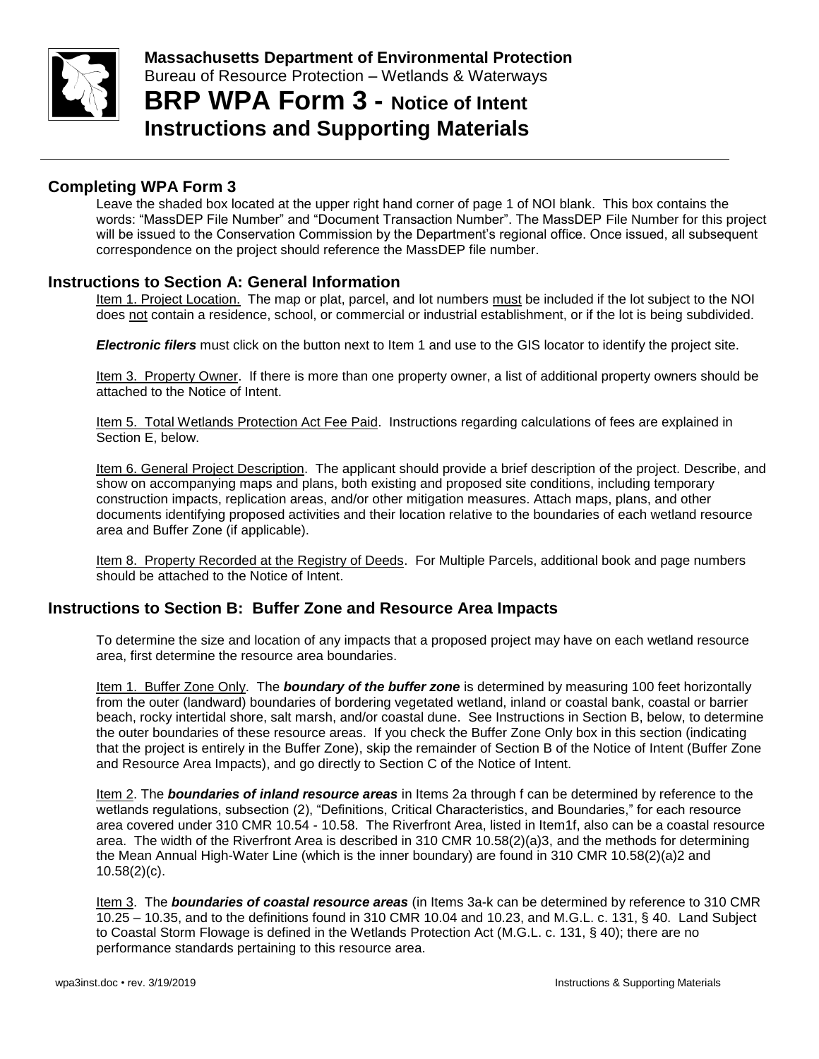**Massachusetts Department of Environmental Protection**
Bureau of Resource Protection – Wetlands & Waterways

# BRP WPA Form 3 - Notice of Intent Instructions and Supporting Materials

## Completing WPA Form 3

Leave the shaded box located at the upper right hand corner of page 1 of NOI blank. This box contains the words: "MassDEP File Number" and "Document Transaction Number". The MassDEP File Number for this project will be issued to the Conservation Commission by the Department's regional office. Once issued, all subsequent correspondence on the project should reference the MassDEP file number.

## Instructions to Section A: General Information

Item 1. Project Location. The map or plat, parcel, and lot numbers must be included if the lot subject to the NOI does not contain a residence, school, or commercial or industrial establishment, or if the lot is being subdivided.

***Electronic filers*** must click on the button next to Item 1 and use to the GIS locator to identify the project site.

Item 3. Property Owner. If there is more than one property owner, a list of additional property owners should be attached to the Notice of Intent.

Item 5. Total Wetlands Protection Act Fee Paid. Instructions regarding calculations of fees are explained in Section E, below.

Item 6. General Project Description. The applicant should provide a brief description of the project. Describe, and show on accompanying maps and plans, both existing and proposed site conditions, including temporary construction impacts, replication areas, and/or other mitigation measures. Attach maps, plans, and other documents identifying proposed activities and their location relative to the boundaries of each wetland resource area and Buffer Zone (if applicable).

Item 8. Property Recorded at the Registry of Deeds. For Multiple Parcels, additional book and page numbers should be attached to the Notice of Intent.

## Instructions to Section B: Buffer Zone and Resource Area Impacts

To determine the size and location of any impacts that a proposed project may have on each wetland resource area, first determine the resource area boundaries.

Item 1. Buffer Zone Only. The ***boundary of the buffer zone*** is determined by measuring 100 feet horizontally from the outer (landward) boundaries of bordering vegetated wetland, inland or coastal bank, coastal or barrier beach, rocky intertidal shore, salt marsh, and/or coastal dune. See Instructions in Section B, below, to determine the outer boundaries of these resource areas. If you check the Buffer Zone Only box in this section (indicating that the project is entirely in the Buffer Zone), skip the remainder of Section B of the Notice of Intent (Buffer Zone and Resource Area Impacts), and go directly to Section C of the Notice of Intent.

Item 2. The ***boundaries of inland resource areas*** in Items 2a through f can be determined by reference to the wetlands regulations, subsection (2), "Definitions, Critical Characteristics, and Boundaries," for each resource area covered under 310 CMR 10.54 - 10.58. The Riverfront Area, listed in Item1f, also can be a coastal resource area. The width of the Riverfront Area is described in 310 CMR 10.58(2)(a)3, and the methods for determining the Mean Annual High-Water Line (which is the inner boundary) are found in 310 CMR 10.58(2)(a)2 and 10.58(2)(c).

Item 3. The ***boundaries of coastal resource areas*** (in Items 3a-k can be determined by reference to 310 CMR 10.25 – 10.35, and to the definitions found in 310 CMR 10.04 and 10.23, and M.G.L. c. 131, § 40. Land Subject to Coastal Storm Flowage is defined in the Wetlands Protection Act (M.G.L. c. 131, § 40); there are no performance standards pertaining to this resource area.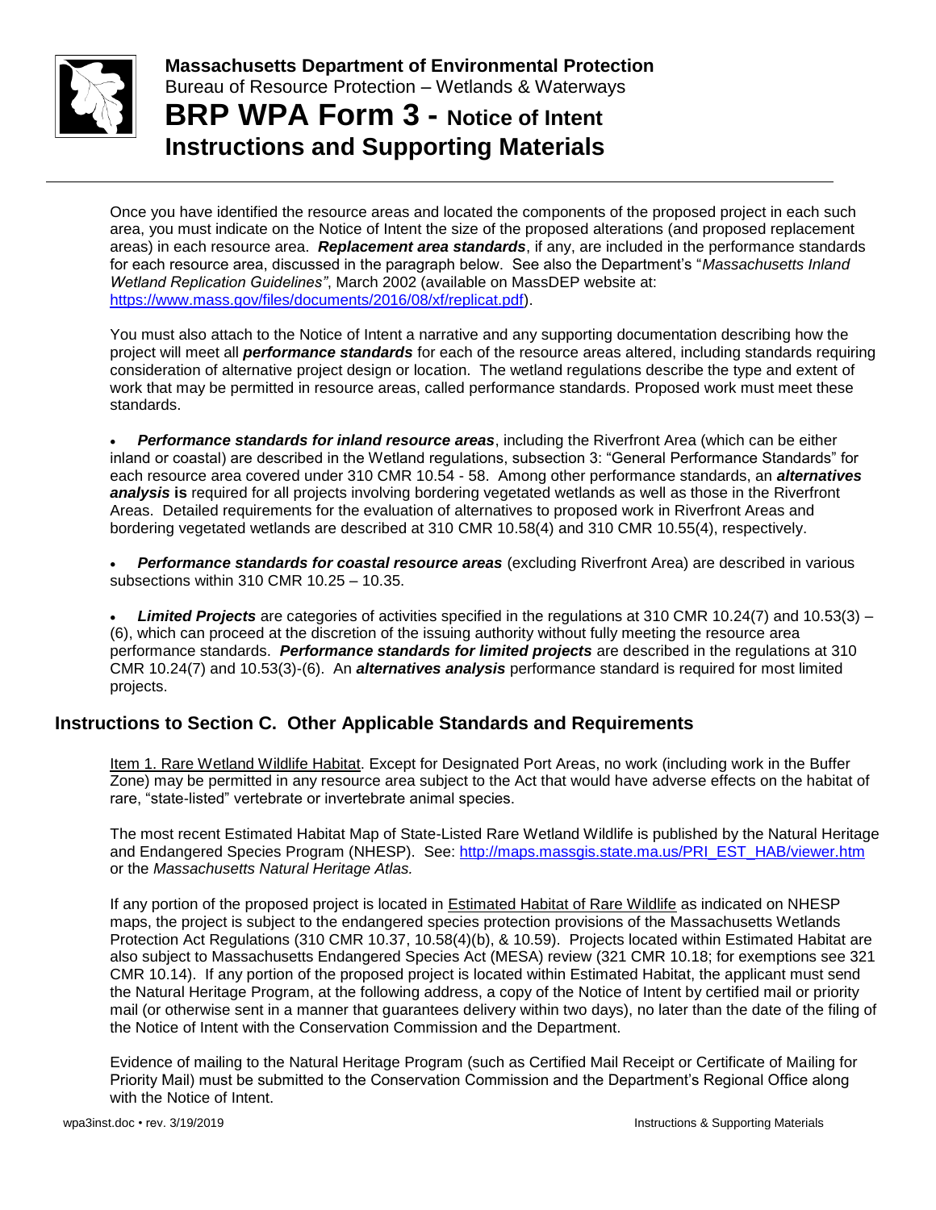Once you have identified the resource areas and located the components of the proposed project in each such area, you must indicate on the Notice of Intent the size of the proposed alterations (and proposed replacement areas) in each resource area. ***Replacement area standards***, if any, are included in the performance standards for each resource area, discussed in the paragraph below. See also the Department's "*Massachusetts Inland Wetland Replication Guidelines"*, March 2002 (available on MassDEP website at: https://www.mass.gov/files/documents/2016/08/xf/replicat.pdf).

You must also attach to the Notice of Intent a narrative and any supporting documentation describing how the project will meet all ***performance standards*** for each of the resource areas altered, including standards requiring consideration of alternative project design or location. The wetland regulations describe the type and extent of work that may be permitted in resource areas, called performance standards. Proposed work must meet these standards.

- ***Performance standards for inland resource areas***, including the Riverfront Area (which can be either inland or coastal) are described in the Wetland regulations, subsection 3: "General Performance Standards" for each resource area covered under 310 CMR 10.54 - 58. Among other performance standards, an ***alternatives analysis*** **is** required for all projects involving bordering vegetated wetlands as well as those in the Riverfront Areas. Detailed requirements for the evaluation of alternatives to proposed work in Riverfront Areas and bordering vegetated wetlands are described at 310 CMR 10.58(4) and 310 CMR 10.55(4), respectively.

- ***Performance standards for coastal resource areas*** (excluding Riverfront Area) are described in various subsections within 310 CMR 10.25 – 10.35.

- ***Limited Projects*** are categories of activities specified in the regulations at 310 CMR 10.24(7) and 10.53(3) – (6), which can proceed at the discretion of the issuing authority without fully meeting the resource area performance standards. ***Performance standards for limited projects*** are described in the regulations at 310 CMR 10.24(7) and 10.53(3)-(6). An ***alternatives analysis*** performance standard is required for most limited projects.

## Instructions to Section C. Other Applicable Standards and Requirements

Item 1. Rare Wetland Wildlife Habitat. Except for Designated Port Areas, no work (including work in the Buffer Zone) may be permitted in any resource area subject to the Act that would have adverse effects on the habitat of rare, "state-listed" vertebrate or invertebrate animal species.

The most recent Estimated Habitat Map of State-Listed Rare Wetland Wildlife is published by the Natural Heritage and Endangered Species Program (NHESP). See: http://maps.massgis.state.ma.us/PRI_EST_HAB/viewer.htm or the *Massachusetts Natural Heritage Atlas.*

If any portion of the proposed project is located in Estimated Habitat of Rare Wildlife as indicated on NHESP maps, the project is subject to the endangered species protection provisions of the Massachusetts Wetlands Protection Act Regulations (310 CMR 10.37, 10.58(4)(b), & 10.59). Projects located within Estimated Habitat are also subject to Massachusetts Endangered Species Act (MESA) review (321 CMR 10.18; for exemptions see 321 CMR 10.14). If any portion of the proposed project is located within Estimated Habitat, the applicant must send the Natural Heritage Program, at the following address, a copy of the Notice of Intent by certified mail or priority mail (or otherwise sent in a manner that guarantees delivery within two days), no later than the date of the filing of the Notice of Intent with the Conservation Commission and the Department.

Evidence of mailing to the Natural Heritage Program (such as Certified Mail Receipt or Certificate of Mailing for Priority Mail) must be submitted to the Conservation Commission and the Department's Regional Office along with the Notice of Intent.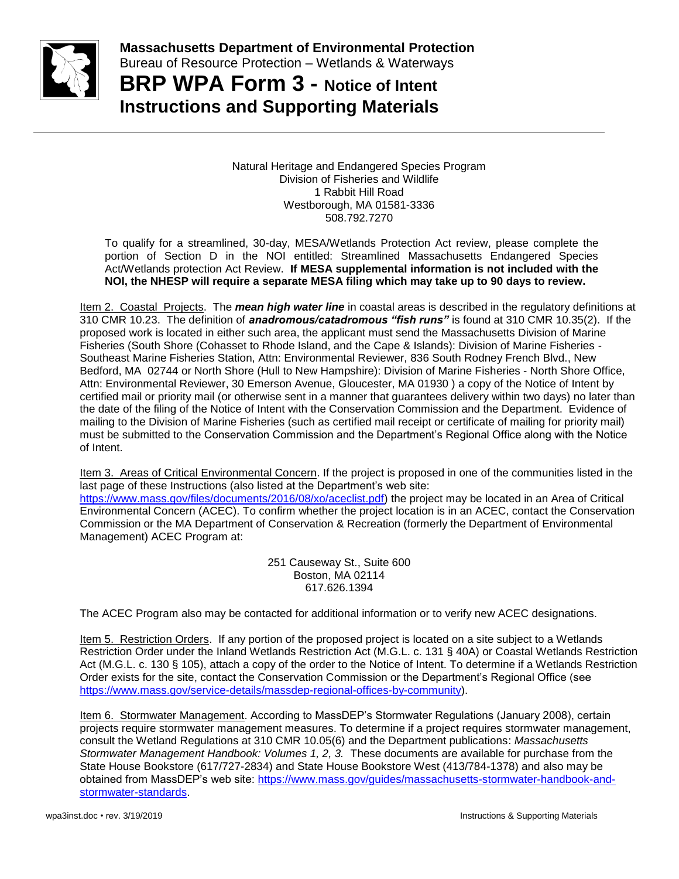Natural Heritage and Endangered Species Program
Division of Fisheries and Wildlife
1 Rabbit Hill Road
Westborough, MA 01581-3336
508.792.7270

To qualify for a streamlined, 30-day, MESA/Wetlands Protection Act review, please complete the portion of Section D in the NOI entitled: Streamlined Massachusetts Endangered Species Act/Wetlands protection Act Review. **If MESA supplemental information is not included with the NOI, the NHESP will require a separate MESA filing which may take up to 90 days to review.**

Item 2. Coastal Projects. The ***mean high water line*** in coastal areas is described in the regulatory definitions at 310 CMR 10.23. The definition of ***anadromous/catadromous "fish runs"*** is found at 310 CMR 10.35(2). If the proposed work is located in either such area, the applicant must send the Massachusetts Division of Marine Fisheries (South Shore (Cohasset to Rhode Island, and the Cape & Islands): Division of Marine Fisheries - Southeast Marine Fisheries Station, Attn: Environmental Reviewer, 836 South Rodney French Blvd., New Bedford, MA 02744 or North Shore (Hull to New Hampshire): Division of Marine Fisheries - North Shore Office, Attn: Environmental Reviewer, 30 Emerson Avenue, Gloucester, MA 01930 ) a copy of the Notice of Intent by certified mail or priority mail (or otherwise sent in a manner that guarantees delivery within two days) no later than the date of the filing of the Notice of Intent with the Conservation Commission and the Department. Evidence of mailing to the Division of Marine Fisheries (such as certified mail receipt or certificate of mailing for priority mail) must be submitted to the Conservation Commission and the Department's Regional Office along with the Notice of Intent.

Item 3. Areas of Critical Environmental Concern. If the project is proposed in one of the communities listed in the last page of these Instructions (also listed at the Department's web site: https://www.mass.gov/files/documents/2016/08/xo/aceclist.pdf) the project may be located in an Area of Critical Environmental Concern (ACEC). To confirm whether the project location is in an ACEC, contact the Conservation Commission or the MA Department of Conservation & Recreation (formerly the Department of Environmental Management) ACEC Program at:

251 Causeway St., Suite 600
Boston, MA 02114
617.626.1394

The ACEC Program also may be contacted for additional information or to verify new ACEC designations.

Item 5. Restriction Orders. If any portion of the proposed project is located on a site subject to a Wetlands Restriction Order under the Inland Wetlands Restriction Act (M.G.L. c. 131 § 40A) or Coastal Wetlands Restriction Act (M.G.L. c. 130 § 105), attach a copy of the order to the Notice of Intent. To determine if a Wetlands Restriction Order exists for the site, contact the Conservation Commission or the Department's Regional Office (see https://www.mass.gov/service-details/massdep-regional-offices-by-community).

Item 6. Stormwater Management. According to MassDEP's Stormwater Regulations (January 2008), certain projects require stormwater management measures. To determine if a project requires stormwater management, consult the Wetland Regulations at 310 CMR 10.05(6) and the Department publications: *Massachusetts Stormwater Management Handbook: Volumes 1, 2, 3.* These documents are available for purchase from the State House Bookstore (617/727-2834) and State House Bookstore West (413/784-1378) and also may be obtained from MassDEP's web site: https://www.mass.gov/guides/massachusetts-stormwater-handbook-and-stormwater-standards.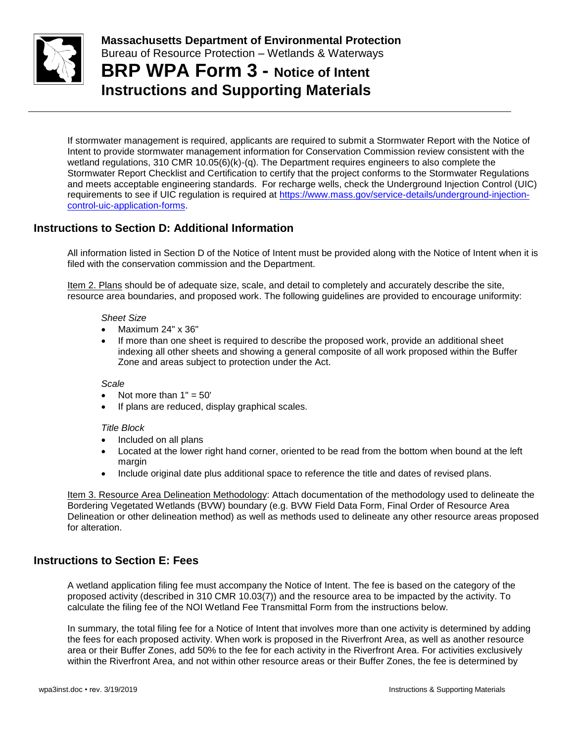If stormwater management is required, applicants are required to submit a Stormwater Report with the Notice of Intent to provide stormwater management information for Conservation Commission review consistent with the wetland regulations, 310 CMR 10.05(6)(k)-(q). The Department requires engineers to also complete the Stormwater Report Checklist and Certification to certify that the project conforms to the Stormwater Regulations and meets acceptable engineering standards. For recharge wells, check the Underground Injection Control (UIC) requirements to see if UIC regulation is required at [https://www.mass.gov/service-details/underground-injection-control-uic-application-forms](https://www.mass.gov/service-details/underground-injection-control-uic-application-forms).

## Instructions to Section D: Additional Information

All information listed in Section D of the Notice of Intent must be provided along with the Notice of Intent when it is filed with the conservation commission and the Department.

Item 2. Plans should be of adequate size, scale, and detail to completely and accurately describe the site, resource area boundaries, and proposed work. The following guidelines are provided to encourage uniformity:

*Sheet Size*

- Maximum 24" x 36"
- If more than one sheet is required to describe the proposed work, provide an additional sheet indexing all other sheets and showing a general composite of all work proposed within the Buffer Zone and areas subject to protection under the Act.

*Scale*

- Not more than 1" = 50'
- If plans are reduced, display graphical scales.

*Title Block*

- Included on all plans
- Located at the lower right hand corner, oriented to be read from the bottom when bound at the left margin
- Include original date plus additional space to reference the title and dates of revised plans.

Item 3. Resource Area Delineation Methodology: Attach documentation of the methodology used to delineate the Bordering Vegetated Wetlands (BVW) boundary (e.g. BVW Field Data Form, Final Order of Resource Area Delineation or other delineation method) as well as methods used to delineate any other resource areas proposed for alteration.

## Instructions to Section E: Fees

A wetland application filing fee must accompany the Notice of Intent. The fee is based on the category of the proposed activity (described in 310 CMR 10.03(7)) and the resource area to be impacted by the activity. To calculate the filing fee of the NOI Wetland Fee Transmittal Form from the instructions below.

In summary, the total filing fee for a Notice of Intent that involves more than one activity is determined by adding the fees for each proposed activity. When work is proposed in the Riverfront Area, as well as another resource area or their Buffer Zones, add 50% to the fee for each activity in the Riverfront Area. For activities exclusively within the Riverfront Area, and not within other resource areas or their Buffer Zones, the fee is determined by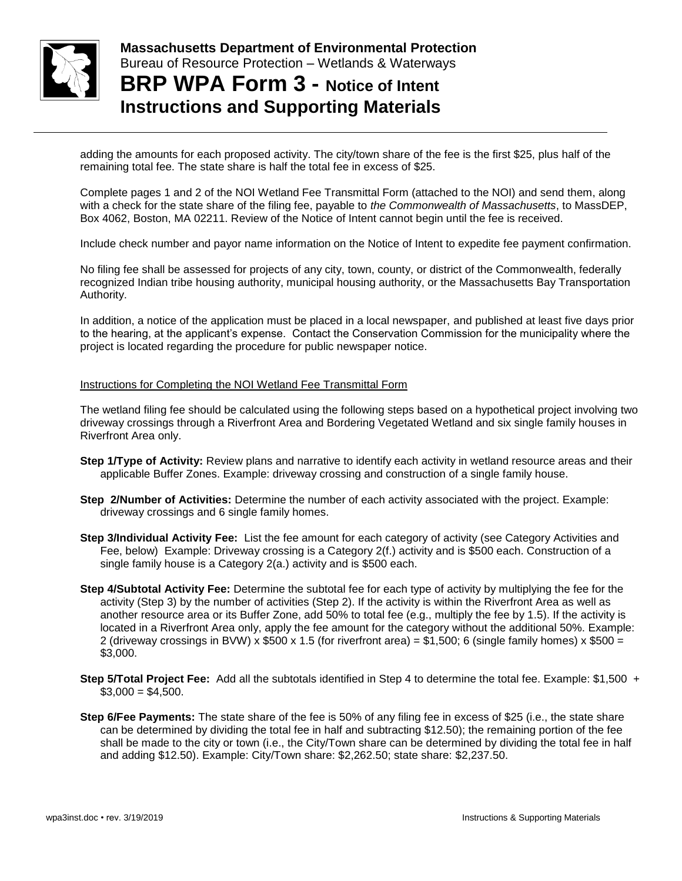adding the amounts for each proposed activity. The city/town share of the fee is the first $25, plus half of the remaining total fee. The state share is half the total fee in excess of $25.

Complete pages 1 and 2 of the NOI Wetland Fee Transmittal Form (attached to the NOI) and send them, along with a check for the state share of the filing fee, payable to *the Commonwealth of Massachusetts*, to MassDEP, Box 4062, Boston, MA 02211. Review of the Notice of Intent cannot begin until the fee is received.

Include check number and payor name information on the Notice of Intent to expedite fee payment confirmation.

No filing fee shall be assessed for projects of any city, town, county, or district of the Commonwealth, federally recognized Indian tribe housing authority, municipal housing authority, or the Massachusetts Bay Transportation Authority.

In addition, a notice of the application must be placed in a local newspaper, and published at least five days prior to the hearing, at the applicant's expense. Contact the Conservation Commission for the municipality where the project is located regarding the procedure for public newspaper notice.

Instructions for Completing the NOI Wetland Fee Transmittal Form

The wetland filing fee should be calculated using the following steps based on a hypothetical project involving two driveway crossings through a Riverfront Area and Bordering Vegetated Wetland and six single family houses in Riverfront Area only.

**Step 1/Type of Activity:** Review plans and narrative to identify each activity in wetland resource areas and their applicable Buffer Zones. Example: driveway crossing and construction of a single family house.

**Step 2/Number of Activities:** Determine the number of each activity associated with the project. Example: driveway crossings and 6 single family homes.

**Step 3/Individual Activity Fee:** List the fee amount for each category of activity (see Category Activities and Fee, below) Example: Driveway crossing is a Category 2(f.) activity and is $500 each. Construction of a single family house is a Category 2(a.) activity and is $500 each.

**Step 4/Subtotal Activity Fee:** Determine the subtotal fee for each type of activity by multiplying the fee for the activity (Step 3) by the number of activities (Step 2). If the activity is within the Riverfront Area as well as another resource area or its Buffer Zone, add 50% to total fee (e.g., multiply the fee by 1.5). If the activity is located in a Riverfront Area only, apply the fee amount for the category without the additional 50%. Example: 2 (driveway crossings in BVW) x $500 x 1.5 (for riverfront area) = $1,500; 6 (single family homes) x $500 = $3,000.

**Step 5/Total Project Fee:** Add all the subtotals identified in Step 4 to determine the total fee. Example: $1,500 + $3,000 = $4,500.

**Step 6/Fee Payments:** The state share of the fee is 50% of any filing fee in excess of $25 (i.e., the state share can be determined by dividing the total fee in half and subtracting $12.50); the remaining portion of the fee shall be made to the city or town (i.e., the City/Town share can be determined by dividing the total fee in half and adding $12.50). Example: City/Town share: $2,262.50; state share: $2,237.50.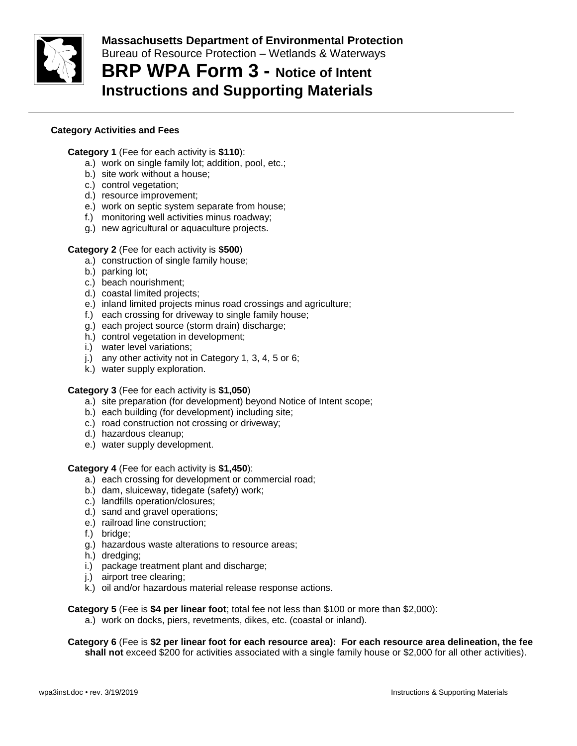**Massachusetts Department of Environmental Protection**
Bureau of Resource Protection – Wetlands & Waterways

# BRP WPA Form 3 - Notice of Intent Instructions and Supporting Materials

### Category Activities and Fees

**Category 1** (Fee for each activity is **$110**):

a.) work on single family lot; addition, pool, etc.;
b.) site work without a house;
c.) control vegetation;
d.) resource improvement;
e.) work on septic system separate from house;
f.) monitoring well activities minus roadway;
g.) new agricultural or aquaculture projects.

**Category 2** (Fee for each activity is **$500**)

a.) construction of single family house;
b.) parking lot;
c.) beach nourishment;
d.) coastal limited projects;
e.) inland limited projects minus road crossings and agriculture;
f.) each crossing for driveway to single family house;
g.) each project source (storm drain) discharge;
h.) control vegetation in development;
i.) water level variations;
j.) any other activity not in Category 1, 3, 4, 5 or 6;
k.) water supply exploration.

**Category 3** (Fee for each activity is **$1,050**)

a.) site preparation (for development) beyond Notice of Intent scope;
b.) each building (for development) including site;
c.) road construction not crossing or driveway;
d.) hazardous cleanup;
e.) water supply development.

**Category 4** (Fee for each activity is **$1,450**):

a.) each crossing for development or commercial road;
b.) dam, sluiceway, tidegate (safety) work;
c.) landfills operation/closures;
d.) sand and gravel operations;
e.) railroad line construction;
f.) bridge;
g.) hazardous waste alterations to resource areas;
h.) dredging;
i.) package treatment plant and discharge;
j.) airport tree clearing;
k.) oil and/or hazardous material release response actions.

**Category 5** (Fee is **$4 per linear foot**; total fee not less than $100 or more than $2,000):

a.) work on docks, piers, revetments, dikes, etc. (coastal or inland).

**Category 6** (Fee is **$2 per linear foot for each resource area): For each resource area delineation, the fee shall not** exceed $200 for activities associated with a single family house or $2,000 for all other activities).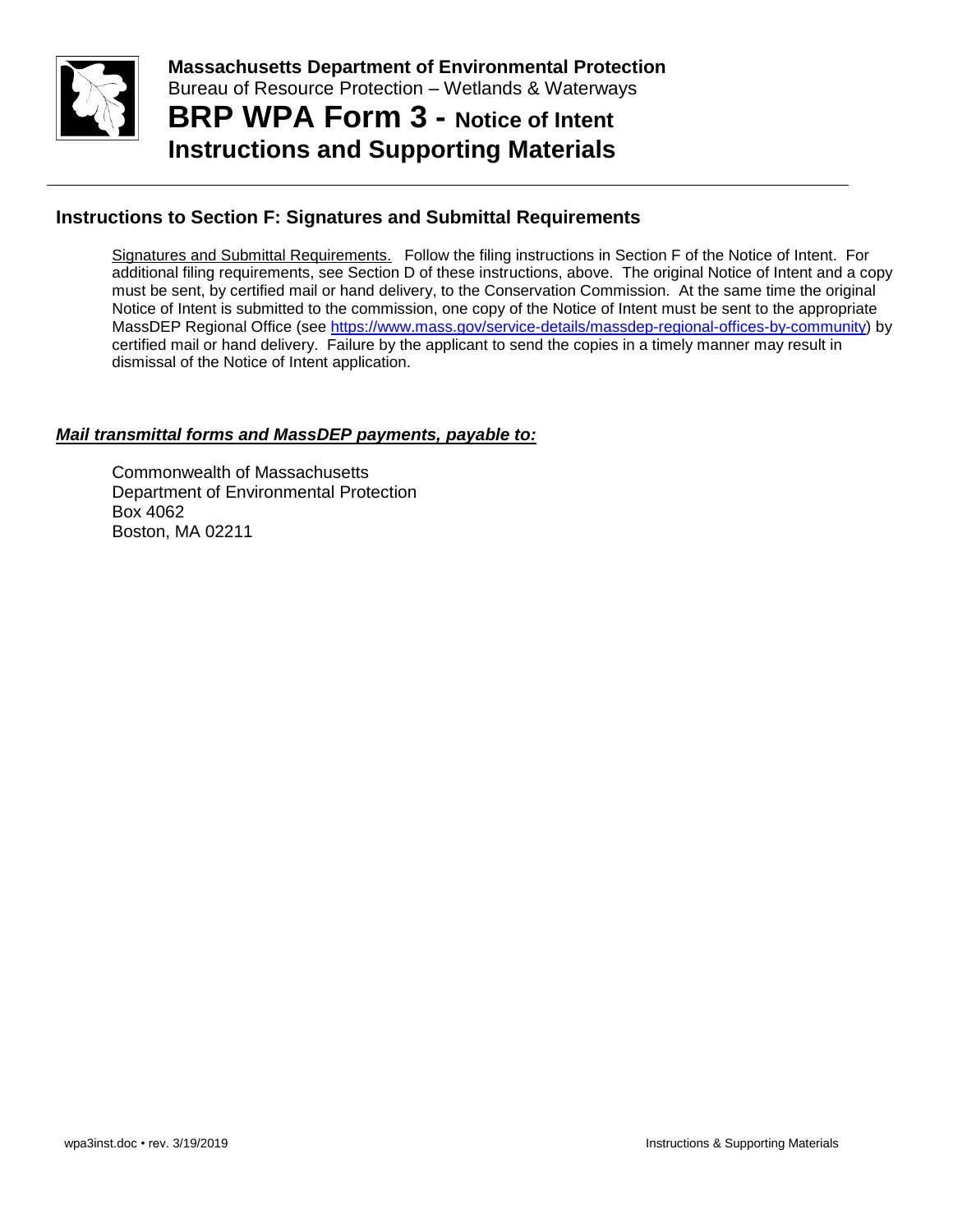## Instructions to Section F: Signatures and Submittal Requirements

Signatures and Submittal Requirements. Follow the filing instructions in Section F of the Notice of Intent. For additional filing requirements, see Section D of these instructions, above. The original Notice of Intent and a copy must be sent, by certified mail or hand delivery, to the Conservation Commission. At the same time the original Notice of Intent is submitted to the commission, one copy of the Notice of Intent must be sent to the appropriate MassDEP Regional Office (see https://www.mass.gov/service-details/massdep-regional-offices-by-community) by certified mail or hand delivery. Failure by the applicant to send the copies in a timely manner may result in dismissal of the Notice of Intent application.

***Mail transmittal forms and MassDEP payments, payable to:***

Commonwealth of Massachusetts
Department of Environmental Protection
Box 4062
Boston, MA 02211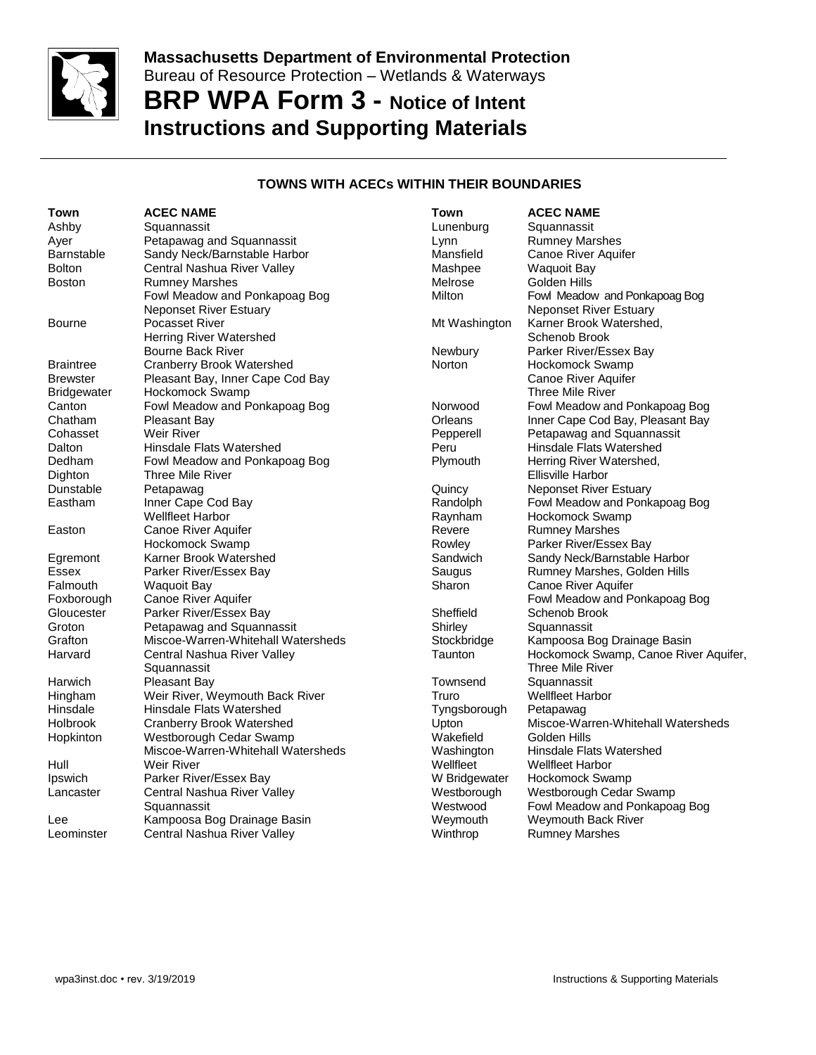**Massachusetts Department of Environmental Protection**
Bureau of Resource Protection – Wetlands & Waterways

# BRP WPA Form 3 - Notice of Intent
# Instructions and Supporting Materials

---

### TOWNS WITH ACECs WITHIN THEIR BOUNDARIES

| Town | ACEC NAME |
|---|---|
| Ashby | Squannassit |
| Ayer | Petapawag and Squannassit |
| Barnstable | Sandy Neck/Barnstable Harbor |
| Bolton | Central Nashua River Valley |
| Boston | Rumney Marshes<br>Fowl Meadow and Ponkapoag Bog<br>Neponset River Estuary |
| Bourne | Pocasset River<br>Herring River Watershed<br>Bourne Back River |
| Braintree | Cranberry Brook Watershed |
| Brewster | Pleasant Bay, Inner Cape Cod Bay |
| Bridgewater | Hockomock Swamp |
| Canton | Fowl Meadow and Ponkapoag Bog |
| Chatham | Pleasant Bay |
| Cohasset | Weir River |
| Dalton | Hinsdale Flats Watershed |
| Dedham | Fowl Meadow and Ponkapoag Bog |
| Dighton | Three Mile River |
| Dunstable | Petapawag |
| Eastham | Inner Cape Cod Bay<br>Wellfleet Harbor |
| Easton | Canoe River Aquifer<br>Hockomock Swamp |
| Egremont | Karner Brook Watershed |
| Essex | Parker River/Essex Bay |
| Falmouth | Waquoit Bay |
| Foxborough | Canoe River Aquifer |
| Gloucester | Parker River/Essex Bay |
| Groton | Petapawag and Squannassit |
| Grafton | Miscoe-Warren-Whitehall Watersheds |
| Harvard | Central Nashua River Valley<br>Squannassit |
| Harwich | Pleasant Bay |
| Hingham | Weir River, Weymouth Back River |
| Hinsdale | Hinsdale Flats Watershed |
| Holbrook | Cranberry Brook Watershed |
| Hopkinton | Westborough Cedar Swamp<br>Miscoe-Warren-Whitehall Watersheds |
| Hull | Weir River |
| Ipswich | Parker River/Essex Bay |
| Lancaster | Central Nashua River Valley<br>Squannassit |
| Lee | Kampoosa Bog Drainage Basin |
| Leominster | Central Nashua River Valley |
| Lunenburg | Squannassit |
| Lynn | Rumney Marshes |
| Mansfield | Canoe River Aquifer |
| Mashpee | Waquoit Bay |
| Melrose | Golden Hills |
| Milton | Fowl Meadow and Ponkapoag Bog<br>Neponset River Estuary |
| Mt Washington | Karner Brook Watershed,<br>Schenob Brook |
| Newbury | Parker River/Essex Bay |
| Norton | Hockomock Swamp<br>Canoe River Aquifer<br>Three Mile River |
| Norwood | Fowl Meadow and Ponkapoag Bog |
| Orleans | Inner Cape Cod Bay, Pleasant Bay |
| Pepperell | Petapawag and Squannassit |
| Peru | Hinsdale Flats Watershed |
| Plymouth | Herring River Watershed,<br>Ellisville Harbor |
| Quincy | Neponset River Estuary |
| Randolph | Fowl Meadow and Ponkapoag Bog |
| Raynham | Hockomock Swamp |
| Revere | Rumney Marshes |
| Rowley | Parker River/Essex Bay |
| Sandwich | Sandy Neck/Barnstable Harbor |
| Saugus | Rumney Marshes, Golden Hills |
| Sharon | Canoe River Aquifer<br>Fowl Meadow and Ponkapoag Bog |
| Sheffield | Schenob Brook |
| Shirley | Squannassit |
| Stockbridge | Kampoosa Bog Drainage Basin |
| Taunton | Hockomock Swamp, Canoe River Aquifer,<br>Three Mile River |
| Townsend | Squannassit |
| Truro | Wellfleet Harbor |
| Tyngsborough | Petapawag |
| Upton | Miscoe-Warren-Whitehall Watersheds |
| Wakefield | Golden Hills |
| Washington | Hinsdale Flats Watershed |
| Wellfleet | Wellfleet Harbor |
| W Bridgewater | Hockomock Swamp |
| Westborough | Westborough Cedar Swamp |
| Westwood | Fowl Meadow and Ponkapoag Bog |
| Weymouth | Weymouth Back River |
| Winthrop | Rumney Marshes |